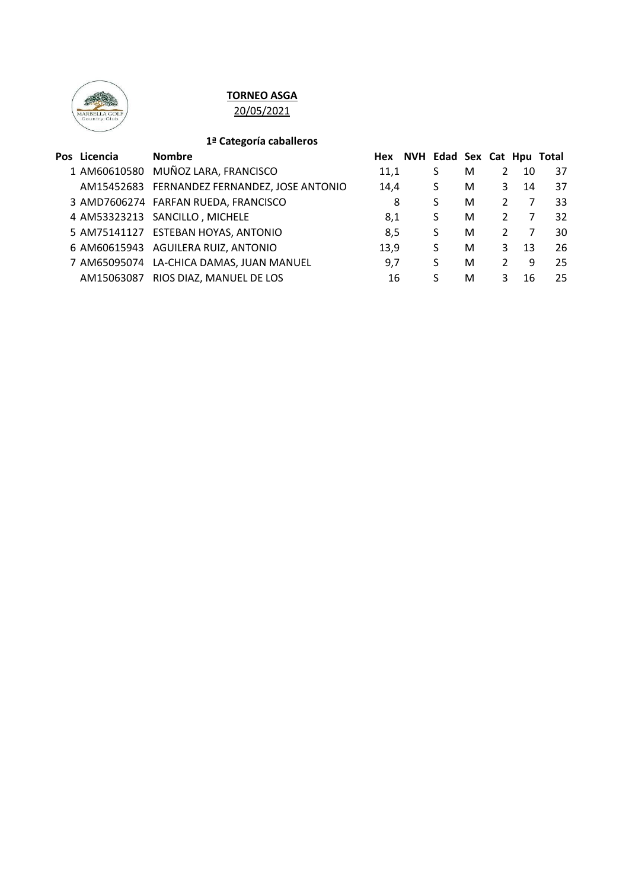**TORNEO ASGA**

20/05/2021

**1ª Categoría caballeros**

| Pos | Licencia | Nombre | Hex | NVH | Edad | Sex | Cat | Hpu | Total |
|---|---|---|---|---|---|---|---|---|---|
| 1 | AM60610580 | MUÑOZ LARA, FRANCISCO | 11,1 | | S | M | 2 | 10 | 37 |
| | AM15452683 | FERNANDEZ FERNANDEZ, JOSE ANTONIO | 14,4 | | S | M | 3 | 14 | 37 |
| 3 | AMD7606274 | FARFAN RUEDA, FRANCISCO | 8 | | S | M | 2 | 7 | 33 |
| 4 | AM53323213 | SANCILLO , MICHELE | 8,1 | | S | M | 2 | 7 | 32 |
| 5 | AM75141127 | ESTEBAN HOYAS, ANTONIO | 8,5 | | S | M | 2 | 7 | 30 |
| 6 | AM60615943 | AGUILERA RUIZ, ANTONIO | 13,9 | | S | M | 3 | 13 | 26 |
| 7 | AM65095074 | LA-CHICA DAMAS, JUAN MANUEL | 9,7 | | S | M | 2 | 9 | 25 |
| | AM15063087 | RIOS DIAZ, MANUEL DE LOS | 16 | | S | M | 3 | 16 | 25 |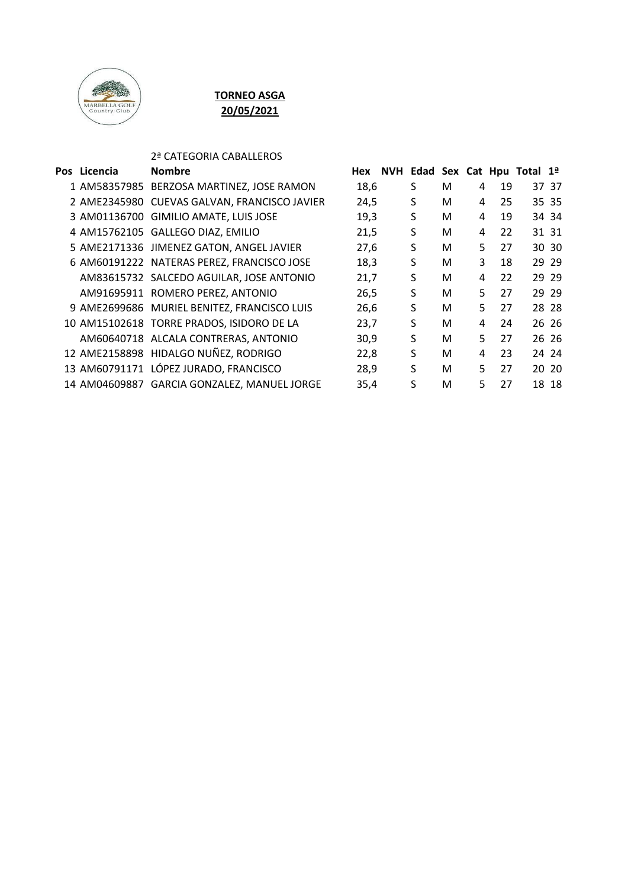**TORNEO ASGA**
**20/05/2021**

2ª CATEGORIA CABALLEROS

| Pos | Licencia | Nombre | Hex | NVH | Edad | Sex | Cat | Hpu | Total | 1ª |
|---|---|---|---|---|---|---|---|---|---|---|
| 1 | AM58357985 | BERZOSA MARTINEZ, JOSE RAMON | 18,6 | | S | M | 4 | 19 | 37 | 37 |
| 2 | AME2345980 | CUEVAS GALVAN, FRANCISCO JAVIER | 24,5 | | S | M | 4 | 25 | 35 | 35 |
| 3 | AM01136700 | GIMILIO AMATE, LUIS JOSE | 19,3 | | S | M | 4 | 19 | 34 | 34 |
| 4 | AM15762105 | GALLEGO DIAZ, EMILIO | 21,5 | | S | M | 4 | 22 | 31 | 31 |
| 5 | AME2171336 | JIMENEZ GATON, ANGEL JAVIER | 27,6 | | S | M | 5 | 27 | 30 | 30 |
| 6 | AM60191222 | NATERAS PEREZ, FRANCISCO JOSE | 18,3 | | S | M | 3 | 18 | 29 | 29 |
| | AM83615732 | SALCEDO AGUILAR, JOSE ANTONIO | 21,7 | | S | M | 4 | 22 | 29 | 29 |
| | AM91695911 | ROMERO PEREZ, ANTONIO | 26,5 | | S | M | 5 | 27 | 29 | 29 |
| 9 | AME2699686 | MURIEL BENITEZ, FRANCISCO LUIS | 26,6 | | S | M | 5 | 27 | 28 | 28 |
| 10 | AM15102618 | TORRE PRADOS, ISIDORO DE LA | 23,7 | | S | M | 4 | 24 | 26 | 26 |
| | AM60640718 | ALCALA CONTRERAS, ANTONIO | 30,9 | | S | M | 5 | 27 | 26 | 26 |
| 12 | AME2158898 | HIDALGO NUÑEZ, RODRIGO | 22,8 | | S | M | 4 | 23 | 24 | 24 |
| 13 | AM60791171 | LÓPEZ JURADO, FRANCISCO | 28,9 | | S | M | 5 | 27 | 20 | 20 |
| 14 | AM04609887 | GARCIA GONZALEZ, MANUEL JORGE | 35,4 | | S | M | 5 | 27 | 18 | 18 |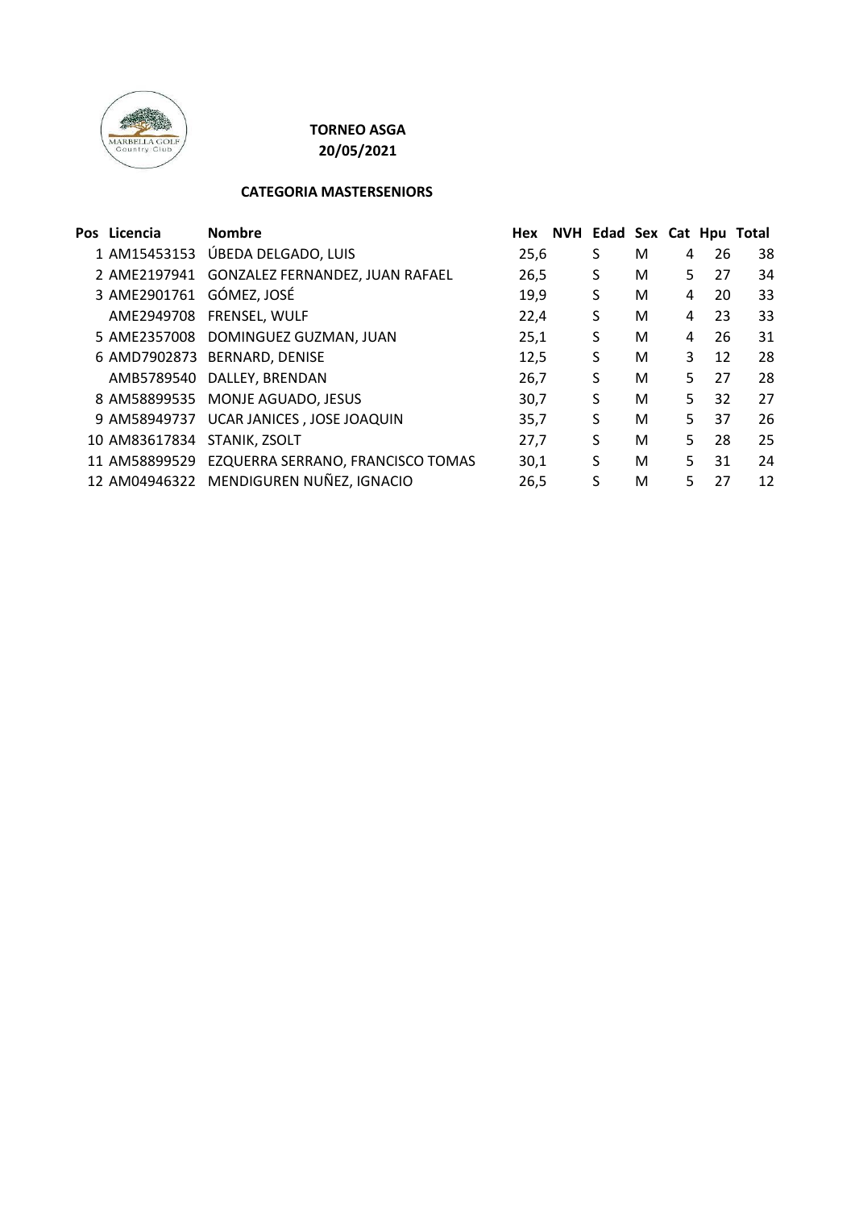**TORNEO ASGA**
**20/05/2021**

**CATEGORIA MASTERSENIORS**

| Pos | Licencia | Nombre | Hex | NVH | Edad | Sex | Cat | Hpu | Total |
|---|---|---|---|---|---|---|---|---|---|
| 1 | AM15453153 | ÚBEDA DELGADO, LUIS | 25,6 | | S | M | 4 | 26 | 38 |
| 2 | AME2197941 | GONZALEZ FERNANDEZ, JUAN RAFAEL | 26,5 | | S | M | 5 | 27 | 34 |
| 3 | AME2901761 | GÓMEZ, JOSÉ | 19,9 | | S | M | 4 | 20 | 33 |
| | AME2949708 | FRENSEL, WULF | 22,4 | | S | M | 4 | 23 | 33 |
| 5 | AME2357008 | DOMINGUEZ GUZMAN, JUAN | 25,1 | | S | M | 4 | 26 | 31 |
| 6 | AMD7902873 | BERNARD, DENISE | 12,5 | | S | M | 3 | 12 | 28 |
| | AMB5789540 | DALLEY, BRENDAN | 26,7 | | S | M | 5 | 27 | 28 |
| 8 | AM58899535 | MONJE AGUADO, JESUS | 30,7 | | S | M | 5 | 32 | 27 |
| 9 | AM58949737 | UCAR JANICES , JOSE JOAQUIN | 35,7 | | S | M | 5 | 37 | 26 |
| 10 | AM83617834 | STANIK, ZSOLT | 27,7 | | S | M | 5 | 28 | 25 |
| 11 | AM58899529 | EZQUERRA SERRANO, FRANCISCO TOMAS | 30,1 | | S | M | 5 | 31 | 24 |
| 12 | AM04946322 | MENDIGUREN NUÑEZ, IGNACIO | 26,5 | | S | M | 5 | 27 | 12 |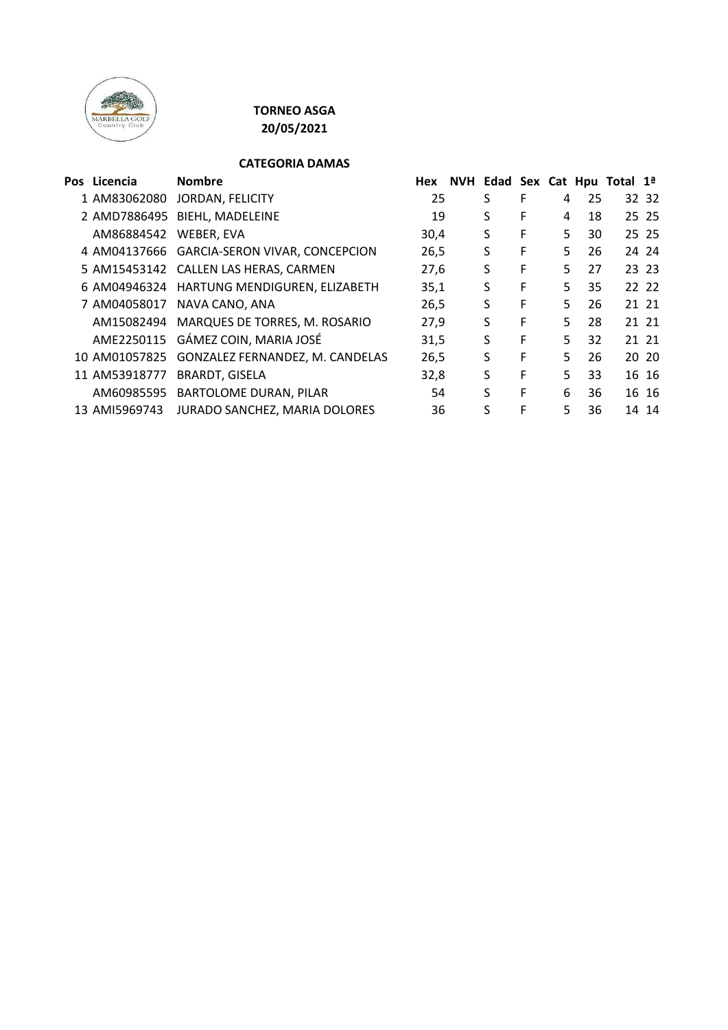**TORNEO ASGA**
**20/05/2021**

**CATEGORIA DAMAS**

| Pos | Licencia | Nombre | Hex | NVH | Edad | Sex | Cat | Hpu | Total | 1ª |
|---|---|---|---|---|---|---|---|---|---|---|
| 1 | AM83062080 | JORDAN, FELICITY | 25 | | S | F | 4 | 25 | 32 | 32 |
| 2 | AMD7886495 | BIEHL, MADELEINE | 19 | | S | F | 4 | 18 | 25 | 25 |
| | AM86884542 | WEBER, EVA | 30,4 | | S | F | 5 | 30 | 25 | 25 |
| 4 | AM04137666 | GARCIA-SERON VIVAR, CONCEPCION | 26,5 | | S | F | 5 | 26 | 24 | 24 |
| 5 | AM15453142 | CALLEN LAS HERAS, CARMEN | 27,6 | | S | F | 5 | 27 | 23 | 23 |
| 6 | AM04946324 | HARTUNG MENDIGUREN, ELIZABETH | 35,1 | | S | F | 5 | 35 | 22 | 22 |
| 7 | AM04058017 | NAVA CANO, ANA | 26,5 | | S | F | 5 | 26 | 21 | 21 |
| | AM15082494 | MARQUES DE TORRES, M. ROSARIO | 27,9 | | S | F | 5 | 28 | 21 | 21 |
| | AME2250115 | GÁMEZ COIN, MARIA JOSÉ | 31,5 | | S | F | 5 | 32 | 21 | 21 |
| 10 | AM01057825 | GONZALEZ FERNANDEZ, M. CANDELAS | 26,5 | | S | F | 5 | 26 | 20 | 20 |
| 11 | AM53918777 | BRARDT, GISELA | 32,8 | | S | F | 5 | 33 | 16 | 16 |
| | AM60985595 | BARTOLOME DURAN, PILAR | 54 | | S | F | 6 | 36 | 16 | 16 |
| 13 | AMI5969743 | JURADO SANCHEZ, MARIA DOLORES | 36 | | S | F | 5 | 36 | 14 | 14 |